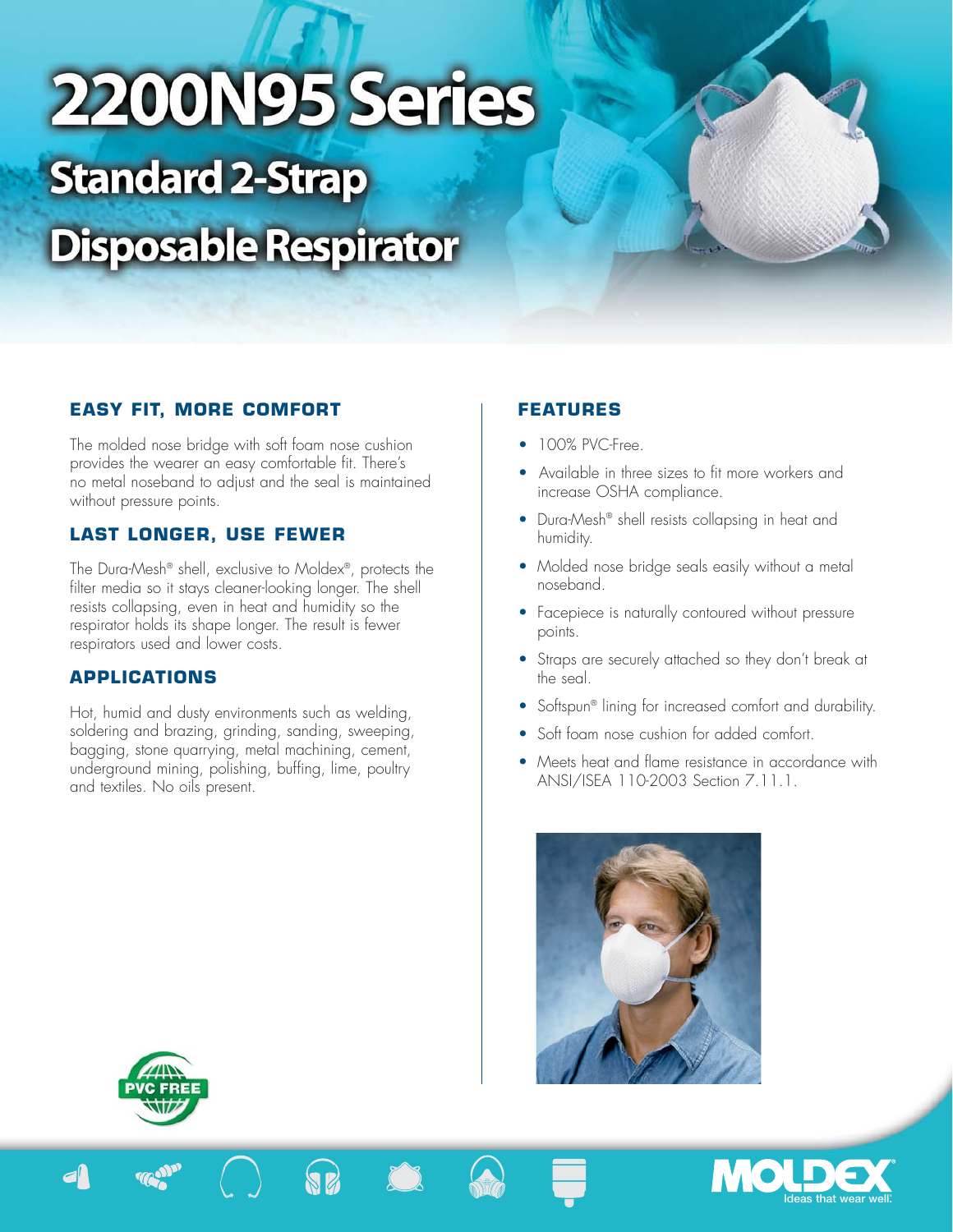# 2200N95 Series

## Standard 2-Strap Disposable Respirator

### EASY FIT, MORE COMFORT

The molded nose bridge with soft foam nose cushion provides the wearer an easy comfortable fit. There's no metal noseband to adjust and the seal is maintained without pressure points.

### LAST LONGER, USE FEWER

The Dura-Mesh® shell, exclusive to Moldex®, protects the filter media so it stays cleaner-looking longer. The shell resists collapsing, even in heat and humidity so the respirator holds its shape longer. The result is fewer respirators used and lower costs.

### APPLICATIONS

Hot, humid and dusty environments such as welding, soldering and brazing, grinding, sanding, sweeping, bagging, stone quarrying, metal machining, cement, underground mining, polishing, buffing, lime, poultry and textiles. No oils present.

### FEATURES

- 100% PVC-Free.
- Available in three sizes to fit more workers and increase OSHA compliance.
- Dura-Mesh® shell resists collapsing in heat and humidity.
- Molded nose bridge seals easily without a metal noseband.
- Facepiece is naturally contoured without pressure points.
- Straps are securely attached so they don't break at the seal.
- Softspun® lining for increased comfort and durability.
- Soft foam nose cushion for added comfort.
- Meets heat and flame resistance in accordance with ANSI/ISEA 110-2003 Section 7.11.1.

PVC FREE

MOLDEX® Ideas that wear well.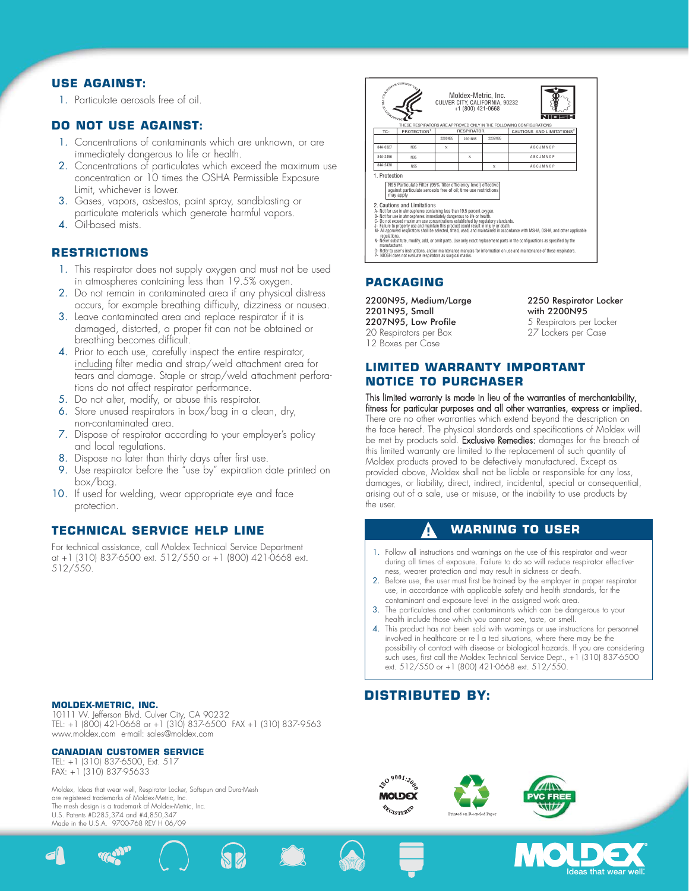## USE AGAINST:

1. Particulate aerosols free of oil.

## DO NOT USE AGAINST:

1. Concentrations of contaminants which are unknown, or are immediately dangerous to life or health.
2. Concentrations of particulates which exceed the maximum use concentration or 10 times the OSHA Permissible Exposure Limit, whichever is lower.
3. Gases, vapors, asbestos, paint spray, sandblasting or particulate materials which generate harmful vapors.
4. Oil-based mists.

## RESTRICTIONS

1. This respirator does not supply oxygen and must not be used in atmospheres containing less than 19.5% oxygen.
2. Do not remain in contaminated area if any physical distress occurs, for example breathing difficulty, dizziness or nausea.
3. Leave contaminated area and replace respirator if it is damaged, distorted, a proper fit can not be obtained or breathing becomes difficult.
4. Prior to each use, carefully inspect the entire respirator, including filter media and strap/weld attachment area for tears and damage. Staple or strap/weld attachment perforations do not affect respirator performance.
5. Do not alter, modify, or abuse this respirator.
6. Store unused respirators in box/bag in a clean, dry, non-contaminated area.
7. Dispose of respirator according to your employer's policy and local regulations.
8. Dispose no later than thirty days after first use.
9. Use respirator before the "use by" expiration date printed on box/bag.
10. If used for welding, wear appropriate eye and face protection.

## TECHNICAL SERVICE HELP LINE

For technical assistance, call Moldex Technical Service Department at +1 (310) 837-6500 ext. 512/550 or +1 (800) 421-0668 ext. 512/550.

Moldex-Metric, Inc.
CULVER CITY, CALIFORNIA, 90232
+1 (800) 421-0668

NIOSH

THESE RESPIRATORS ARE APPROVED ONLY IN THE FOLLOWING CONFIGURATIONS

| TC- | PROTECTION[1] | RESPIRATOR | | | CAUTIONS AND LIMITATIONS[2] |
|---|---|---|---|---|---|
| | | 2200N95 | 2201N95 | 2207N95 | |
| 84A-0327 | N95 | X | | | A B C J M N O P |
| 84A-2456 | N95 | | X | | A B C J M N O P |
| 84A-2438 | N95 | | | X | A B C J M N O P |

1. Protection

N95 Particulate Filter (95% filter efficiency level) effective against particulate aerosols free of oil; time use restrictions may apply

2. Cautions and Limitations

A- Not for use in atmospheres containing less than 19.5 percent oxygen.
B- Not for use in atmospheres immediately dangerous to life or health.
C- Do not exceed maximum use concentrations established by regulatory standards.
J- Failure to properly use and maintain this product could result in injury or death.
M- All approved respirators shall be selected, fitted, used, and maintained in accordance with MSHA, OSHA, and other applicable regulations.
N- Never substitute, modify, add, or omit parts. Use only exact replacement parts in the configurations as specified by the manufacturer.
O- Refer to user's instructions, and/or maintenance manuals for information on use and maintenance of these respirators.
P- NIOSH does not evaluate respirators as surgical masks.

## PACKAGING

**2200N95, Medium/Large**
**2201N95, Small**
**2207N95, Low Profile**
20 Respirators per Box
12 Boxes per Case

**2250 Respirator Locker with 2200N95**
5 Respirators per Locker
27 Lockers per Case

## LIMITED WARRANTY IMPORTANT NOTICE TO PURCHASER

This limited warranty is made in lieu of the warranties of merchantability, fitness for particular purposes and all other warranties, express or implied. There are no other warranties which extend beyond the description on the face hereof. The physical standards and specifications of Moldex will be met by products sold. Exclusive Remedies: damages for the breach of this limited warranty are limited to the replacement of such quantity of Moldex products proved to be defectively manufactured. Except as provided above, Moldex shall not be liable or responsible for any loss, damages, or liability, direct, indirect, incidental, special or consequential, arising out of a sale, use or misuse, or the inability to use products by the user.

## WARNING TO USER

1. Follow all instructions and warnings on the use of this respirator and wear during all times of exposure. Failure to do so will reduce respirator effectiveness, wearer protection and may result in sickness or death.
2. Before use, the user must first be trained by the employer in proper respirator use, in accordance with applicable safety and health standards, for the contaminant and exposure level in the assigned work area.
3. The particulates and other contaminants which can be dangerous to your health include those which you cannot see, taste, or smell.
4. This product has not been sold with warnings or use instructions for personnel involved in healthcare or re l a ted situations, where there may be the possibility of contact with disease or biological hazards. If you are considering such uses, first call the Moldex Technical Service Dept., +1 (310) 837-6500 ext. 512/550 or +1 (800) 421-0668 ext. 512/550.

## DISTRIBUTED BY:

**MOLDEX-METRIC, INC.**
10111 W. Jefferson Blvd. Culver City, CA 90232
TEL: +1 (800) 421-0668 or +1 (310) 837-6500 FAX +1 (310) 837-9563
www.moldex.com e-mail: sales@moldex.com

**CANADIAN CUSTOMER SERVICE**
TEL: +1 (310) 837-6500, Ext. 517
FAX: +1 (310) 837-95633

Moldex, Ideas that wear well, Respirator Locker, Softspun and Dura-Mesh are registered trademarks of Moldex-Metric, Inc.
The mesh design is a trademark of Moldex-Metric, Inc.
U.S. Patents #D285,374 and #4,850,347
Made in the U.S.A. 9700-768 REV H 06/09

ISO 9001:2000 MOLDEX REGISTERED

Printed on Recycled Paper

PVC FREE

MOLDEX Ideas that wear well.